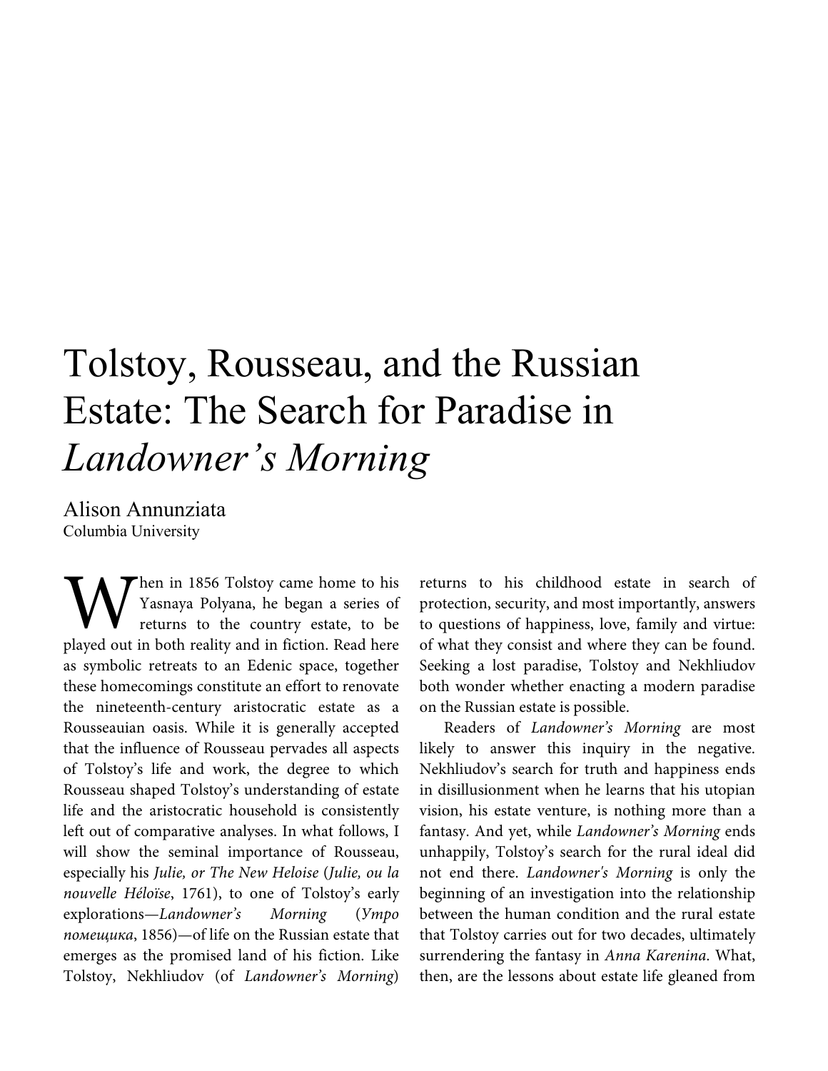# Tolstoy, Rousseau, and the Russian Estate: The Search for Paradise in *Landowner's Morning*

Alison Annunziata
Columbia University

When in 1856 Tolstoy came home to his Yasnaya Polyana, he began a series of returns to the country estate, to be played out in both reality and in fiction. Read here as symbolic retreats to an Edenic space, together these homecomings constitute an effort to renovate the nineteenth-century aristocratic estate as a Rousseauian oasis. While it is generally accepted that the influence of Rousseau pervades all aspects of Tolstoy's life and work, the degree to which Rousseau shaped Tolstoy's understanding of estate life and the aristocratic household is consistently left out of comparative analyses. In what follows, I will show the seminal importance of Rousseau, especially his *Julie, or The New Heloise* (*Julie, ou la nouvelle Héloïse*, 1761), to one of Tolstoy's early explorations—*Landowner's Morning* (*Утро помещика*, 1856)—of life on the Russian estate that emerges as the promised land of his fiction. Like Tolstoy, Nekhliudov (of *Landowner's Morning*) returns to his childhood estate in search of protection, security, and most importantly, answers to questions of happiness, love, family and virtue: of what they consist and where they can be found. Seeking a lost paradise, Tolstoy and Nekhliudov both wonder whether enacting a modern paradise on the Russian estate is possible.

Readers of *Landowner's Morning* are most likely to answer this inquiry in the negative. Nekhliudov's search for truth and happiness ends in disillusionment when he learns that his utopian vision, his estate venture, is nothing more than a fantasy. And yet, while *Landowner's Morning* ends unhappily, Tolstoy's search for the rural ideal did not end there. *Landowner's Morning* is only the beginning of an investigation into the relationship between the human condition and the rural estate that Tolstoy carries out for two decades, ultimately surrendering the fantasy in *Anna Karenina*. What, then, are the lessons about estate life gleaned from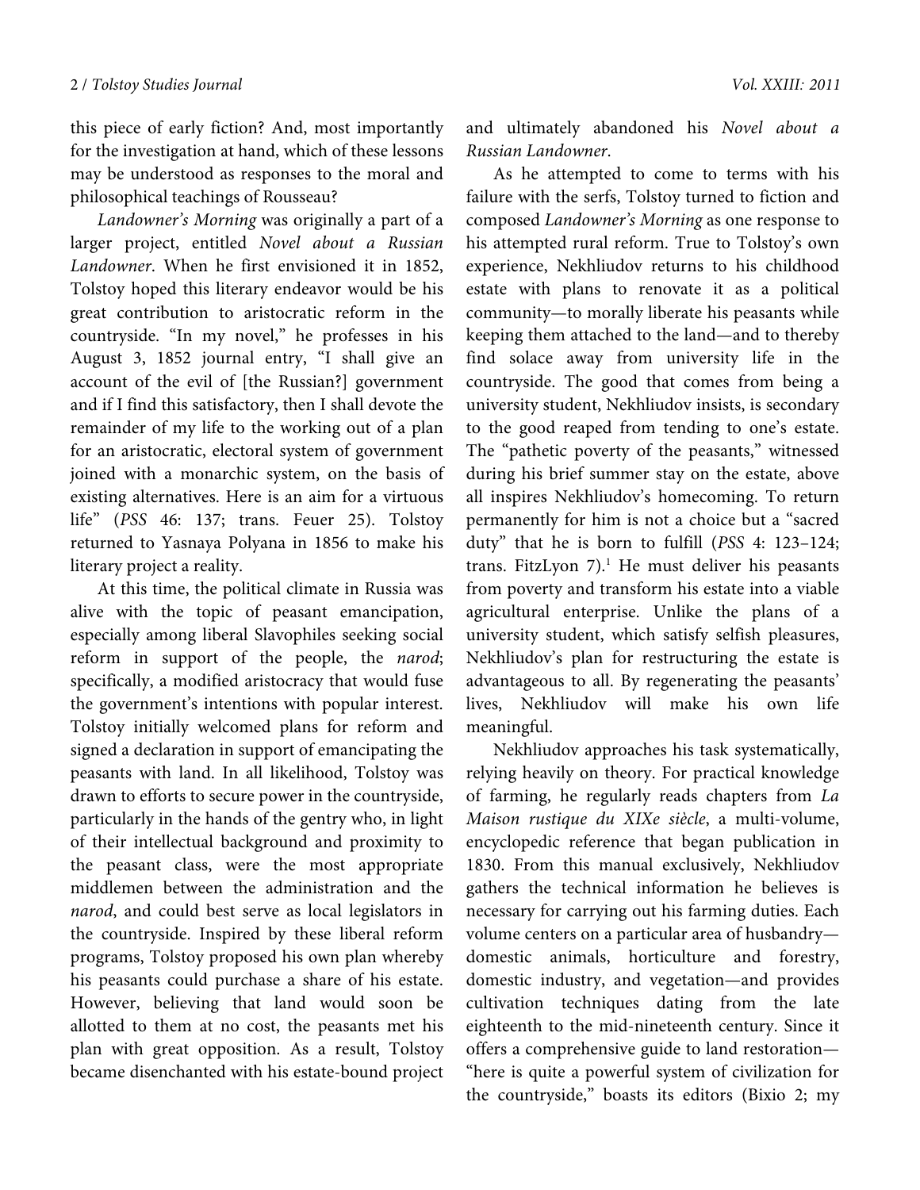this piece of early fiction? And, most importantly for the investigation at hand, which of these lessons may be understood as responses to the moral and philosophical teachings of Rousseau?

*Landowner's Morning* was originally a part of a larger project, entitled *Novel about a Russian Landowner*. When he first envisioned it in 1852, Tolstoy hoped this literary endeavor would be his great contribution to aristocratic reform in the countryside. "In my novel," he professes in his August 3, 1852 journal entry, "I shall give an account of the evil of [the Russian?] government and if I find this satisfactory, then I shall devote the remainder of my life to the working out of a plan for an aristocratic, electoral system of government joined with a monarchic system, on the basis of existing alternatives. Here is an aim for a virtuous life" (*PSS* 46: 137; trans. Feuer 25). Tolstoy returned to Yasnaya Polyana in 1856 to make his literary project a reality.

At this time, the political climate in Russia was alive with the topic of peasant emancipation, especially among liberal Slavophiles seeking social reform in support of the people, the *narod*; specifically, a modified aristocracy that would fuse the government's intentions with popular interest. Tolstoy initially welcomed plans for reform and signed a declaration in support of emancipating the peasants with land. In all likelihood, Tolstoy was drawn to efforts to secure power in the countryside, particularly in the hands of the gentry who, in light of their intellectual background and proximity to the peasant class, were the most appropriate middlemen between the administration and the *narod*, and could best serve as local legislators in the countryside. Inspired by these liberal reform programs, Tolstoy proposed his own plan whereby his peasants could purchase a share of his estate. However, believing that land would soon be allotted to them at no cost, the peasants met his plan with great opposition. As a result, Tolstoy became disenchanted with his estate-bound project and ultimately abandoned his *Novel about a Russian Landowner*.

As he attempted to come to terms with his failure with the serfs, Tolstoy turned to fiction and composed *Landowner's Morning* as one response to his attempted rural reform. True to Tolstoy's own experience, Nekhliudov returns to his childhood estate with plans to renovate it as a political community—to morally liberate his peasants while keeping them attached to the land—and to thereby find solace away from university life in the countryside. The good that comes from being a university student, Nekhliudov insists, is secondary to the good reaped from tending to one's estate. The "pathetic poverty of the peasants," witnessed during his brief summer stay on the estate, above all inspires Nekhliudov's homecoming. To return permanently for him is not a choice but a "sacred duty" that he is born to fulfill (*PSS* 4: 123–124; trans. FitzLyon 7).[1] He must deliver his peasants from poverty and transform his estate into a viable agricultural enterprise. Unlike the plans of a university student, which satisfy selfish pleasures, Nekhliudov's plan for restructuring the estate is advantageous to all. By regenerating the peasants' lives, Nekhliudov will make his own life meaningful.

Nekhliudov approaches his task systematically, relying heavily on theory. For practical knowledge of farming, he regularly reads chapters from *La Maison rustique du XIXe siècle*, a multi-volume, encyclopedic reference that began publication in 1830. From this manual exclusively, Nekhliudov gathers the technical information he believes is necessary for carrying out his farming duties. Each volume centers on a particular area of husbandry—domestic animals, horticulture and forestry, domestic industry, and vegetation—and provides cultivation techniques dating from the late eighteenth to the mid-nineteenth century. Since it offers a comprehensive guide to land restoration—"here is quite a powerful system of civilization for the countryside," boasts its editors (Bixio 2; my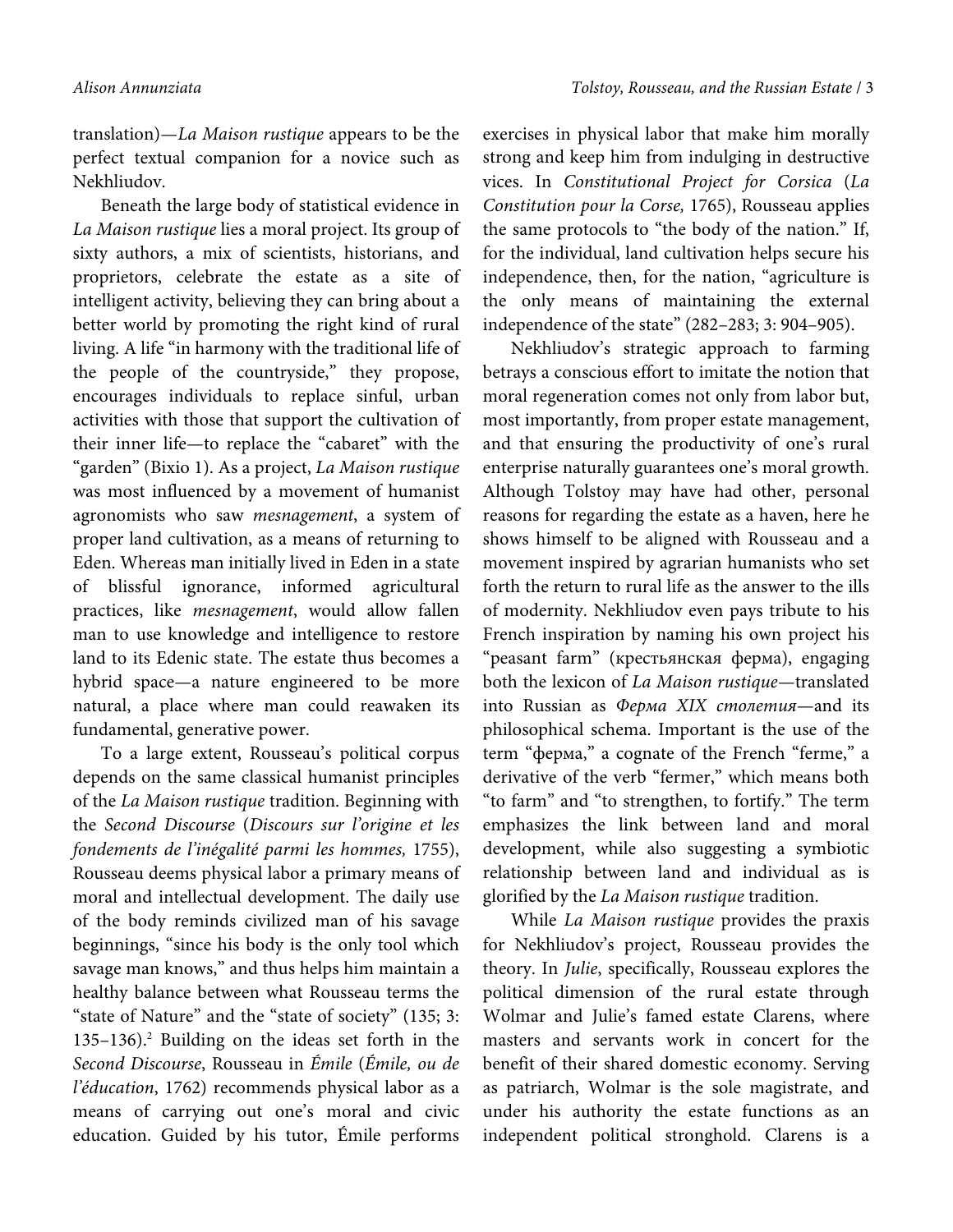translation)—*La Maison rustique* appears to be the perfect textual companion for a novice such as Nekhliudov.

Beneath the large body of statistical evidence in *La Maison rustique* lies a moral project. Its group of sixty authors, a mix of scientists, historians, and proprietors, celebrate the estate as a site of intelligent activity, believing they can bring about a better world by promoting the right kind of rural living. A life "in harmony with the traditional life of the people of the countryside," they propose, encourages individuals to replace sinful, urban activities with those that support the cultivation of their inner life—to replace the "cabaret" with the "garden" (Bixio 1). As a project, *La Maison rustique* was most influenced by a movement of humanist agronomists who saw *mesnagement*, a system of proper land cultivation, as a means of returning to Eden. Whereas man initially lived in Eden in a state of blissful ignorance, informed agricultural practices, like *mesnagement*, would allow fallen man to use knowledge and intelligence to restore land to its Edenic state. The estate thus becomes a hybrid space—a nature engineered to be more natural, a place where man could reawaken its fundamental, generative power.

To a large extent, Rousseau's political corpus depends on the same classical humanist principles of the *La Maison rustique* tradition. Beginning with the *Second Discourse* (*Discours sur l'origine et les fondements de l'inégalité parmi les hommes,* 1755), Rousseau deems physical labor a primary means of moral and intellectual development. The daily use of the body reminds civilized man of his savage beginnings, "since his body is the only tool which savage man knows," and thus helps him maintain a healthy balance between what Rousseau terms the "state of Nature" and the "state of society" (135; 3: 135–136).[2] Building on the ideas set forth in the *Second Discourse*, Rousseau in *Émile* (*Émile, ou de l'éducation*, 1762) recommends physical labor as a means of carrying out one's moral and civic education. Guided by his tutor, Émile performs exercises in physical labor that make him morally strong and keep him from indulging in destructive vices. In *Constitutional Project for Corsica* (*La Constitution pour la Corse,* 1765), Rousseau applies the same protocols to "the body of the nation." If, for the individual, land cultivation helps secure his independence, then, for the nation, "agriculture is the only means of maintaining the external independence of the state" (282–283; 3: 904–905).

Nekhliudov's strategic approach to farming betrays a conscious effort to imitate the notion that moral regeneration comes not only from labor but, most importantly, from proper estate management, and that ensuring the productivity of one's rural enterprise naturally guarantees one's moral growth. Although Tolstoy may have had other, personal reasons for regarding the estate as a haven, here he shows himself to be aligned with Rousseau and a movement inspired by agrarian humanists who set forth the return to rural life as the answer to the ills of modernity. Nekhliudov even pays tribute to his French inspiration by naming his own project his "peasant farm" (крестьянская ферма), engaging both the lexicon of *La Maison rustique*—translated into Russian as *Ферма XIX столетия*—and its philosophical schema. Important is the use of the term "ферма," a cognate of the French "ferme," a derivative of the verb "fermer," which means both "to farm" and "to strengthen, to fortify." The term emphasizes the link between land and moral development, while also suggesting a symbiotic relationship between land and individual as is glorified by the *La Maison rustique* tradition.

While *La Maison rustique* provides the praxis for Nekhliudov's project, Rousseau provides the theory. In *Julie*, specifically, Rousseau explores the political dimension of the rural estate through Wolmar and Julie's famed estate Clarens, where masters and servants work in concert for the benefit of their shared domestic economy. Serving as patriarch, Wolmar is the sole magistrate, and under his authority the estate functions as an independent political stronghold. Clarens is a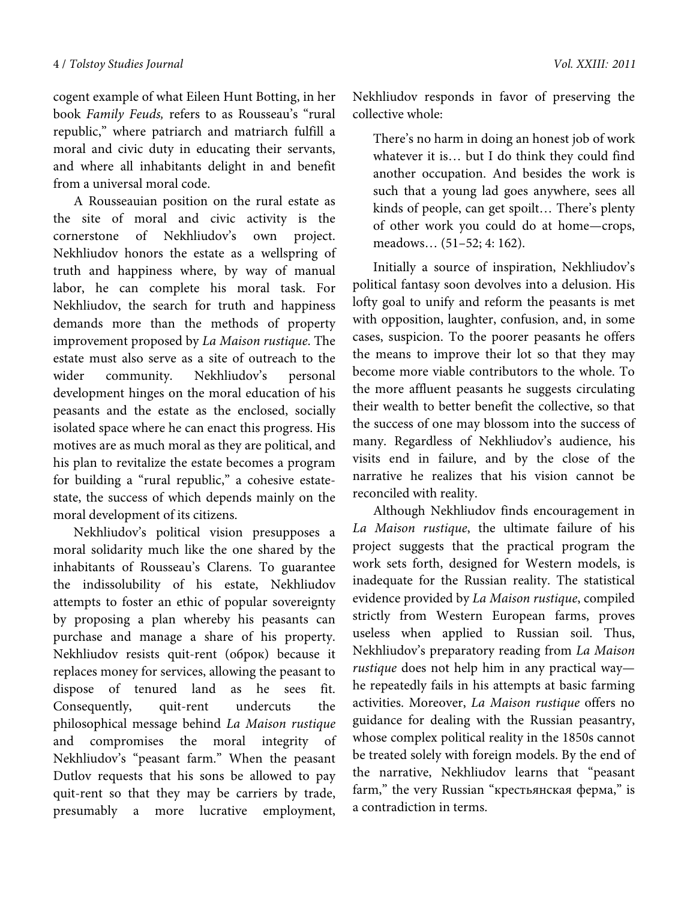cogent example of what Eileen Hunt Botting, in her book *Family Feuds,* refers to as Rousseau's "rural republic," where patriarch and matriarch fulfill a moral and civic duty in educating their servants, and where all inhabitants delight in and benefit from a universal moral code.

A Rousseauian position on the rural estate as the site of moral and civic activity is the cornerstone of Nekhliudov's own project. Nekhliudov honors the estate as a wellspring of truth and happiness where, by way of manual labor, he can complete his moral task. For Nekhliudov, the search for truth and happiness demands more than the methods of property improvement proposed by *La Maison rustique*. The estate must also serve as a site of outreach to the wider community. Nekhliudov's personal development hinges on the moral education of his peasants and the estate as the enclosed, socially isolated space where he can enact this progress. His motives are as much moral as they are political, and his plan to revitalize the estate becomes a program for building a "rural republic," a cohesive estate-state, the success of which depends mainly on the moral development of its citizens.

Nekhliudov's political vision presupposes a moral solidarity much like the one shared by the inhabitants of Rousseau's Clarens. To guarantee the indissolubility of his estate, Nekhliudov attempts to foster an ethic of popular sovereignty by proposing a plan whereby his peasants can purchase and manage a share of his property. Nekhliudov resists quit-rent (оброк) because it replaces money for services, allowing the peasant to dispose of tenured land as he sees fit. Consequently, quit-rent undercuts the philosophical message behind *La Maison rustique* and compromises the moral integrity of Nekhliudov's "peasant farm." When the peasant Dutlov requests that his sons be allowed to pay quit-rent so that they may be carriers by trade, presumably a more lucrative employment, Nekhliudov responds in favor of preserving the collective whole:

> There's no harm in doing an honest job of work whatever it is… but I do think they could find another occupation. And besides the work is such that a young lad goes anywhere, sees all kinds of people, can get spoilt… There's plenty of other work you could do at home—crops, meadows… (51–52; 4: 162).

Initially a source of inspiration, Nekhliudov's political fantasy soon devolves into a delusion. His lofty goal to unify and reform the peasants is met with opposition, laughter, confusion, and, in some cases, suspicion. To the poorer peasants he offers the means to improve their lot so that they may become more viable contributors to the whole. To the more affluent peasants he suggests circulating their wealth to better benefit the collective, so that the success of one may blossom into the success of many. Regardless of Nekhliudov's audience, his visits end in failure, and by the close of the narrative he realizes that his vision cannot be reconciled with reality.

Although Nekhliudov finds encouragement in *La Maison rustique*, the ultimate failure of his project suggests that the practical program the work sets forth, designed for Western models, is inadequate for the Russian reality. The statistical evidence provided by *La Maison rustique*, compiled strictly from Western European farms, proves useless when applied to Russian soil. Thus, Nekhliudov's preparatory reading from *La Maison rustique* does not help him in any practical way—he repeatedly fails in his attempts at basic farming activities. Moreover, *La Maison rustique* offers no guidance for dealing with the Russian peasantry, whose complex political reality in the 1850s cannot be treated solely with foreign models. By the end of the narrative, Nekhliudov learns that "peasant farm," the very Russian "крестьянская ферма," is a contradiction in terms.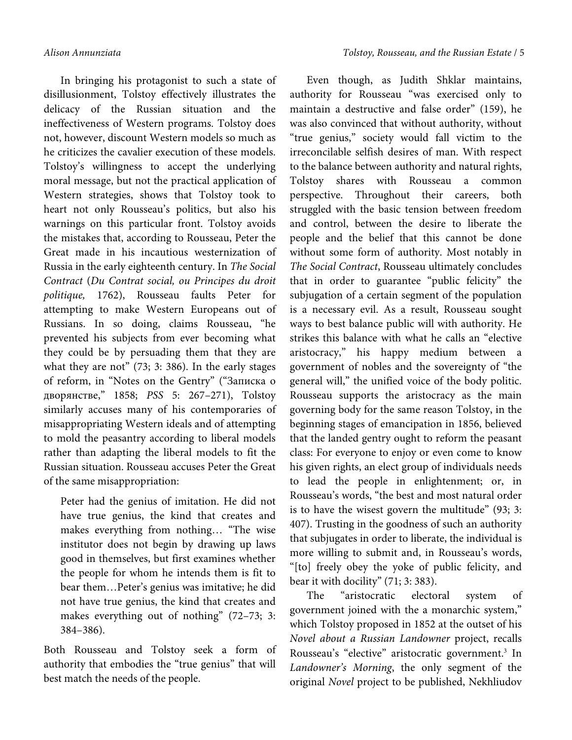In bringing his protagonist to such a state of disillusionment, Tolstoy effectively illustrates the delicacy of the Russian situation and the ineffectiveness of Western programs. Tolstoy does not, however, discount Western models so much as he criticizes the cavalier execution of these models. Tolstoy's willingness to accept the underlying moral message, but not the practical application of Western strategies, shows that Tolstoy took to heart not only Rousseau's politics, but also his warnings on this particular front. Tolstoy avoids the mistakes that, according to Rousseau, Peter the Great made in his incautious westernization of Russia in the early eighteenth century. In *The Social Contract* (*Du Contrat social, ou Principes du droit politique,* 1762), Rousseau faults Peter for attempting to make Western Europeans out of Russians. In so doing, claims Rousseau, "he prevented his subjects from ever becoming what they could be by persuading them that they are what they are not" (73; 3: 386). In the early stages of reform, in "Notes on the Gentry" ("Записка о дворянстве," 1858; *PSS* 5: 267–271), Tolstoy similarly accuses many of his contemporaries of misappropriating Western ideals and of attempting to mold the peasantry according to liberal models rather than adapting the liberal models to fit the Russian situation. Rousseau accuses Peter the Great of the same misappropriation:

> Peter had the genius of imitation. He did not have true genius, the kind that creates and makes everything from nothing… "The wise institutor does not begin by drawing up laws good in themselves, but first examines whether the people for whom he intends them is fit to bear them…Peter's genius was imitative; he did not have true genius, the kind that creates and makes everything out of nothing" (72–73; 3: 384–386).

Both Rousseau and Tolstoy seek a form of authority that embodies the "true genius" that will best match the needs of the people.

Even though, as Judith Shklar maintains, authority for Rousseau "was exercised only to maintain a destructive and false order" (159), he was also convinced that without authority, without "true genius," society would fall victim to the irreconcilable selfish desires of man. With respect to the balance between authority and natural rights, Tolstoy shares with Rousseau a common perspective. Throughout their careers, both struggled with the basic tension between freedom and control, between the desire to liberate the people and the belief that this cannot be done without some form of authority. Most notably in *The Social Contract*, Rousseau ultimately concludes that in order to guarantee "public felicity" the subjugation of a certain segment of the population is a necessary evil. As a result, Rousseau sought ways to best balance public will with authority. He strikes this balance with what he calls an "elective aristocracy," his happy medium between a government of nobles and the sovereignty of "the general will," the unified voice of the body politic. Rousseau supports the aristocracy as the main governing body for the same reason Tolstoy, in the beginning stages of emancipation in 1856, believed that the landed gentry ought to reform the peasant class: For everyone to enjoy or even come to know his given rights, an elect group of individuals needs to lead the people in enlightenment; or, in Rousseau's words, "the best and most natural order is to have the wisest govern the multitude" (93; 3: 407). Trusting in the goodness of such an authority that subjugates in order to liberate, the individual is more willing to submit and, in Rousseau's words, "[to] freely obey the yoke of public felicity, and bear it with docility" (71; 3: 383).

The "aristocratic electoral system of government joined with the a monarchic system," which Tolstoy proposed in 1852 at the outset of his *Novel about a Russian Landowner* project, recalls Rousseau's "elective" aristocratic government.[3] In *Landowner's Morning*, the only segment of the original *Novel* project to be published, Nekhliudov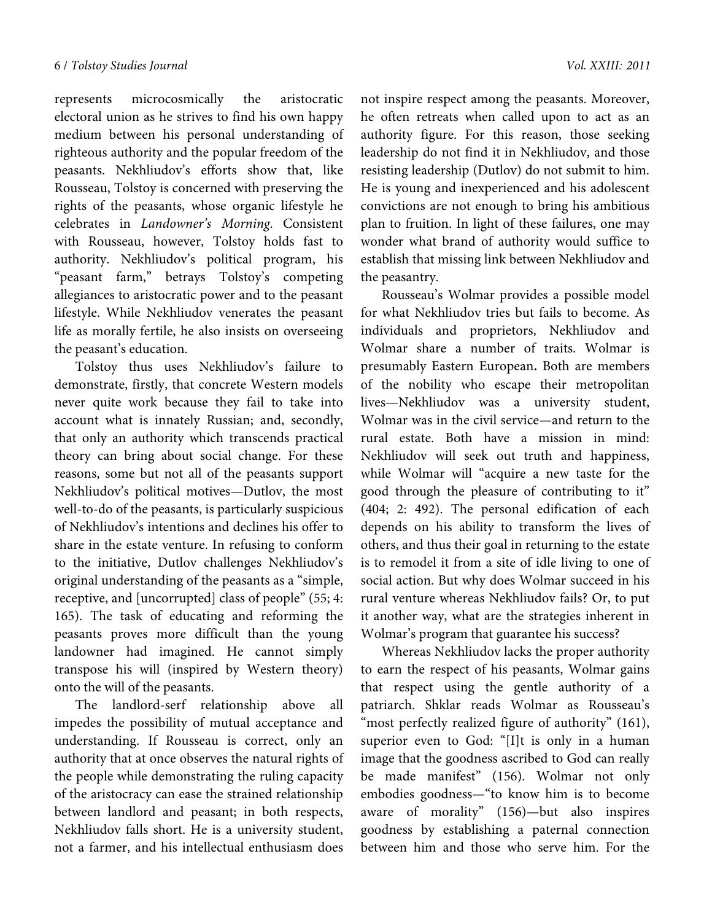represents microcosmically the aristocratic electoral union as he strives to find his own happy medium between his personal understanding of righteous authority and the popular freedom of the peasants. Nekhliudov's efforts show that, like Rousseau, Tolstoy is concerned with preserving the rights of the peasants, whose organic lifestyle he celebrates in *Landowner's Morning.* Consistent with Rousseau, however, Tolstoy holds fast to authority. Nekhliudov's political program, his "peasant farm," betrays Tolstoy's competing allegiances to aristocratic power and to the peasant lifestyle. While Nekhliudov venerates the peasant life as morally fertile, he also insists on overseeing the peasant's education.

Tolstoy thus uses Nekhliudov's failure to demonstrate, firstly, that concrete Western models never quite work because they fail to take into account what is innately Russian; and, secondly, that only an authority which transcends practical theory can bring about social change. For these reasons, some but not all of the peasants support Nekhliudov's political motives—Dutlov, the most well-to-do of the peasants, is particularly suspicious of Nekhliudov's intentions and declines his offer to share in the estate venture. In refusing to conform to the initiative, Dutlov challenges Nekhliudov's original understanding of the peasants as a "simple, receptive, and [uncorrupted] class of people" (55; 4: 165). The task of educating and reforming the peasants proves more difficult than the young landowner had imagined. He cannot simply transpose his will (inspired by Western theory) onto the will of the peasants.

The landlord-serf relationship above all impedes the possibility of mutual acceptance and understanding. If Rousseau is correct, only an authority that at once observes the natural rights of the people while demonstrating the ruling capacity of the aristocracy can ease the strained relationship between landlord and peasant; in both respects, Nekhliudov falls short. He is a university student, not a farmer, and his intellectual enthusiasm does not inspire respect among the peasants. Moreover, he often retreats when called upon to act as an authority figure. For this reason, those seeking leadership do not find it in Nekhliudov, and those resisting leadership (Dutlov) do not submit to him. He is young and inexperienced and his adolescent convictions are not enough to bring his ambitious plan to fruition. In light of these failures, one may wonder what brand of authority would suffice to establish that missing link between Nekhliudov and the peasantry.

Rousseau's Wolmar provides a possible model for what Nekhliudov tries but fails to become. As individuals and proprietors, Nekhliudov and Wolmar share a number of traits. Wolmar is presumably Eastern European**.** Both are members of the nobility who escape their metropolitan lives—Nekhliudov was a university student, Wolmar was in the civil service—and return to the rural estate. Both have a mission in mind: Nekhliudov will seek out truth and happiness, while Wolmar will "acquire a new taste for the good through the pleasure of contributing to it" (404; 2: 492). The personal edification of each depends on his ability to transform the lives of others, and thus their goal in returning to the estate is to remodel it from a site of idle living to one of social action. But why does Wolmar succeed in his rural venture whereas Nekhliudov fails? Or, to put it another way, what are the strategies inherent in Wolmar's program that guarantee his success?

Whereas Nekhliudov lacks the proper authority to earn the respect of his peasants, Wolmar gains that respect using the gentle authority of a patriarch. Shklar reads Wolmar as Rousseau's "most perfectly realized figure of authority" (161), superior even to God: "[I]t is only in a human image that the goodness ascribed to God can really be made manifest" (156). Wolmar not only embodies goodness—"to know him is to become aware of morality" (156)—but also inspires goodness by establishing a paternal connection between him and those who serve him. For the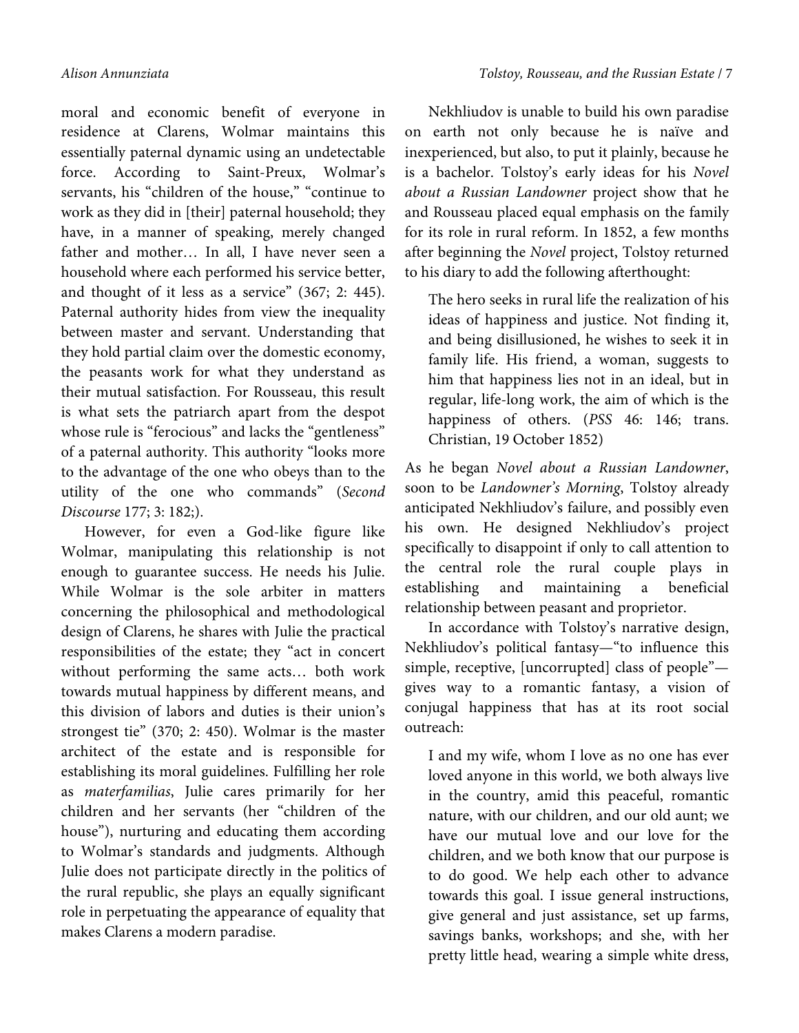moral and economic benefit of everyone in residence at Clarens, Wolmar maintains this essentially paternal dynamic using an undetectable force. According to Saint-Preux, Wolmar's servants, his "children of the house," "continue to work as they did in [their] paternal household; they have, in a manner of speaking, merely changed father and mother… In all, I have never seen a household where each performed his service better, and thought of it less as a service" (367; 2: 445). Paternal authority hides from view the inequality between master and servant. Understanding that they hold partial claim over the domestic economy, the peasants work for what they understand as their mutual satisfaction. For Rousseau, this result is what sets the patriarch apart from the despot whose rule is "ferocious" and lacks the "gentleness" of a paternal authority. This authority "looks more to the advantage of the one who obeys than to the utility of the one who commands" (*Second Discourse* 177; 3: 182;).

However, for even a God-like figure like Wolmar, manipulating this relationship is not enough to guarantee success. He needs his Julie. While Wolmar is the sole arbiter in matters concerning the philosophical and methodological design of Clarens, he shares with Julie the practical responsibilities of the estate; they "act in concert without performing the same acts… both work towards mutual happiness by different means, and this division of labors and duties is their union's strongest tie" (370; 2: 450). Wolmar is the master architect of the estate and is responsible for establishing its moral guidelines. Fulfilling her role as *materfamilias*, Julie cares primarily for her children and her servants (her "children of the house"), nurturing and educating them according to Wolmar's standards and judgments. Although Julie does not participate directly in the politics of the rural republic, she plays an equally significant role in perpetuating the appearance of equality that makes Clarens a modern paradise.

Nekhliudov is unable to build his own paradise on earth not only because he is naïve and inexperienced, but also, to put it plainly, because he is a bachelor. Tolstoy's early ideas for his *Novel about a Russian Landowner* project show that he and Rousseau placed equal emphasis on the family for its role in rural reform. In 1852, a few months after beginning the *Novel* project, Tolstoy returned to his diary to add the following afterthought:

> The hero seeks in rural life the realization of his ideas of happiness and justice. Not finding it, and being disillusioned, he wishes to seek it in family life. His friend, a woman, suggests to him that happiness lies not in an ideal, but in regular, life-long work, the aim of which is the happiness of others. (*PSS* 46: 146; trans. Christian, 19 October 1852)

As he began *Novel about a Russian Landowner*, soon to be *Landowner's Morning*, Tolstoy already anticipated Nekhliudov's failure, and possibly even his own. He designed Nekhliudov's project specifically to disappoint if only to call attention to the central role the rural couple plays in establishing and maintaining a beneficial relationship between peasant and proprietor.

In accordance with Tolstoy's narrative design, Nekhliudov's political fantasy—"to influence this simple, receptive, [uncorrupted] class of people"—gives way to a romantic fantasy, a vision of conjugal happiness that has at its root social outreach:

> I and my wife, whom I love as no one has ever loved anyone in this world, we both always live in the country, amid this peaceful, romantic nature, with our children, and our old aunt; we have our mutual love and our love for the children, and we both know that our purpose is to do good. We help each other to advance towards this goal. I issue general instructions, give general and just assistance, set up farms, savings banks, workshops; and she, with her pretty little head, wearing a simple white dress,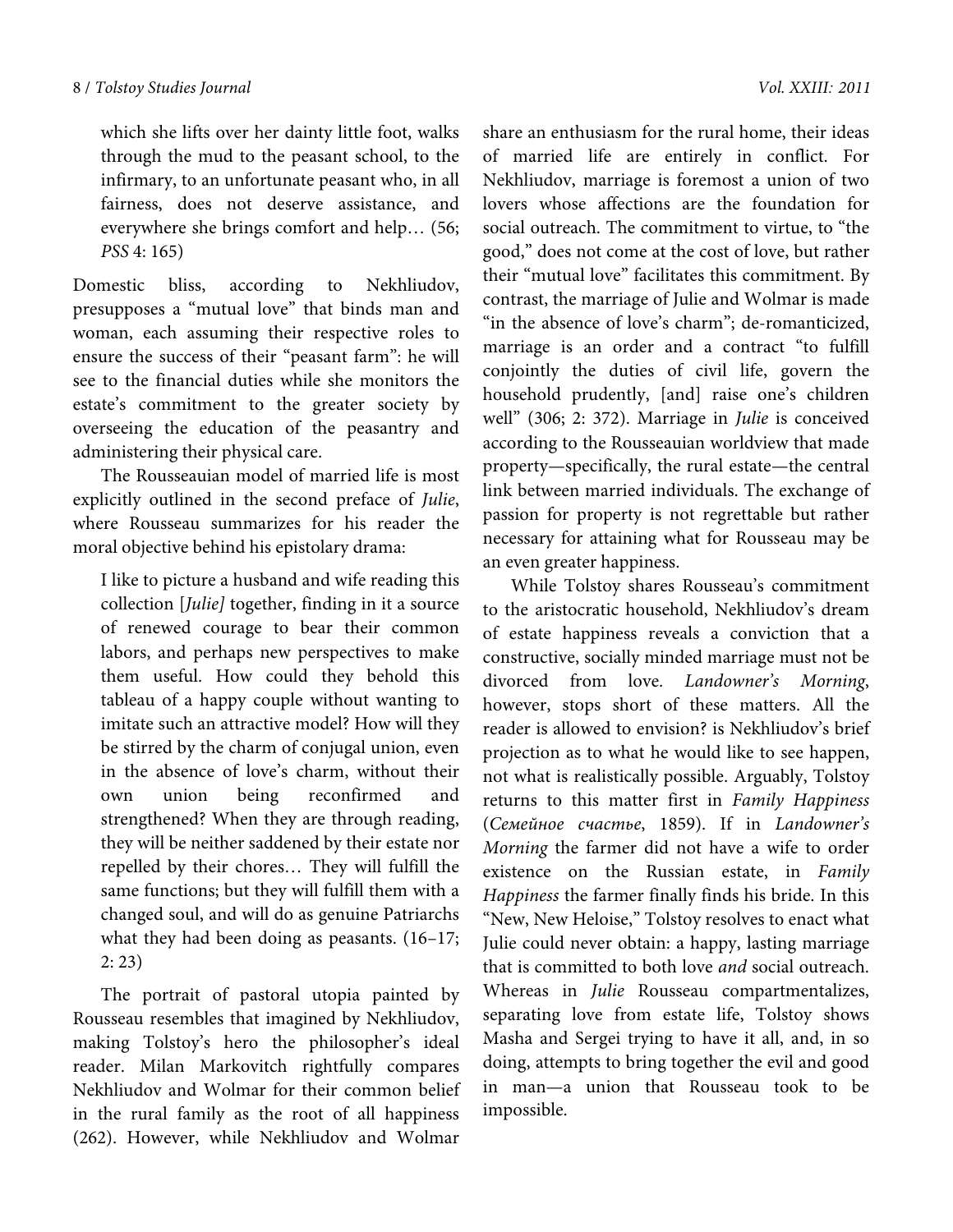which she lifts over her dainty little foot, walks through the mud to the peasant school, to the infirmary, to an unfortunate peasant who, in all fairness, does not deserve assistance, and everywhere she brings comfort and help… (56; *PSS* 4: 165)

Domestic bliss, according to Nekhliudov, presupposes a "mutual love" that binds man and woman, each assuming their respective roles to ensure the success of their "peasant farm": he will see to the financial duties while she monitors the estate's commitment to the greater society by overseeing the education of the peasantry and administering their physical care.

The Rousseauian model of married life is most explicitly outlined in the second preface of *Julie*, where Rousseau summarizes for his reader the moral objective behind his epistolary drama:

> I like to picture a husband and wife reading this collection [*Julie*] together, finding in it a source of renewed courage to bear their common labors, and perhaps new perspectives to make them useful. How could they behold this tableau of a happy couple without wanting to imitate such an attractive model? How will they be stirred by the charm of conjugal union, even in the absence of love's charm, without their own union being reconfirmed and strengthened? When they are through reading, they will be neither saddened by their estate nor repelled by their chores… They will fulfill the same functions; but they will fulfill them with a changed soul, and will do as genuine Patriarchs what they had been doing as peasants. (16–17; 2: 23)

The portrait of pastoral utopia painted by Rousseau resembles that imagined by Nekhliudov, making Tolstoy's hero the philosopher's ideal reader. Milan Markovitch rightfully compares Nekhliudov and Wolmar for their common belief in the rural family as the root of all happiness (262). However, while Nekhliudov and Wolmar share an enthusiasm for the rural home, their ideas of married life are entirely in conflict. For Nekhliudov, marriage is foremost a union of two lovers whose affections are the foundation for social outreach. The commitment to virtue, to "the good," does not come at the cost of love, but rather their "mutual love" facilitates this commitment. By contrast, the marriage of Julie and Wolmar is made "in the absence of love's charm"; de-romanticized, marriage is an order and a contract "to fulfill conjointly the duties of civil life, govern the household prudently, [and] raise one's children well" (306; 2: 372). Marriage in *Julie* is conceived according to the Rousseauian worldview that made property—specifically, the rural estate—the central link between married individuals. The exchange of passion for property is not regrettable but rather necessary for attaining what for Rousseau may be an even greater happiness.

While Tolstoy shares Rousseau's commitment to the aristocratic household, Nekhliudov's dream of estate happiness reveals a conviction that a constructive, socially minded marriage must not be divorced from love. *Landowner's Morning*, however, stops short of these matters. All the reader is allowed to envision? is Nekhliudov's brief projection as to what he would like to see happen, not what is realistically possible. Arguably, Tolstoy returns to this matter first in *Family Happiness* (*Семейное счастье*, 1859). If in *Landowner's Morning* the farmer did not have a wife to order existence on the Russian estate, in *Family Happiness* the farmer finally finds his bride. In this "New, New Heloise," Tolstoy resolves to enact what Julie could never obtain: a happy, lasting marriage that is committed to both love *and* social outreach. Whereas in *Julie* Rousseau compartmentalizes, separating love from estate life, Tolstoy shows Masha and Sergei trying to have it all, and, in so doing, attempts to bring together the evil and good in man—a union that Rousseau took to be impossible.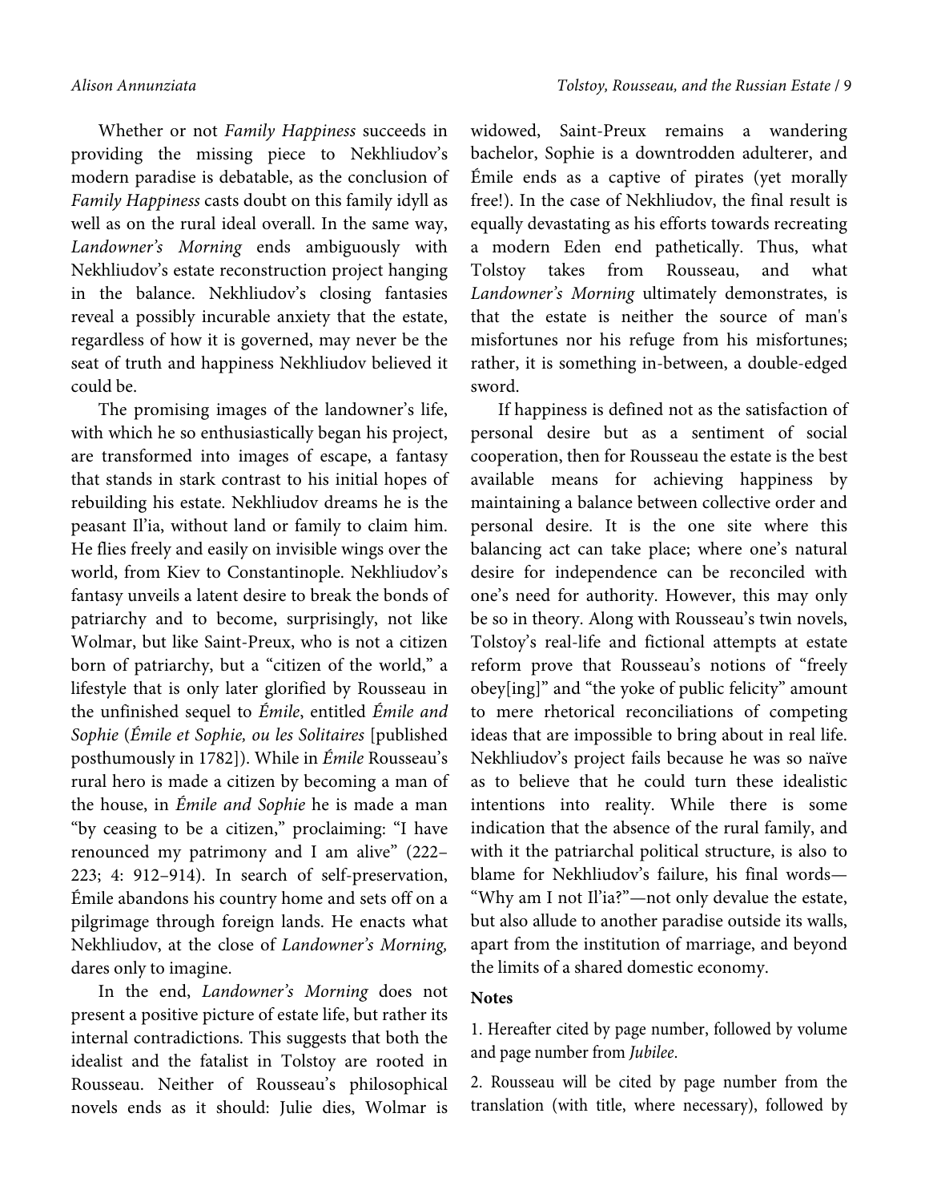Whether or not *Family Happiness* succeeds in providing the missing piece to Nekhliudov's modern paradise is debatable, as the conclusion of *Family Happiness* casts doubt on this family idyll as well as on the rural ideal overall. In the same way, *Landowner's Morning* ends ambiguously with Nekhliudov's estate reconstruction project hanging in the balance. Nekhliudov's closing fantasies reveal a possibly incurable anxiety that the estate, regardless of how it is governed, may never be the seat of truth and happiness Nekhliudov believed it could be.

The promising images of the landowner's life, with which he so enthusiastically began his project, are transformed into images of escape, a fantasy that stands in stark contrast to his initial hopes of rebuilding his estate. Nekhliudov dreams he is the peasant Il'ia, without land or family to claim him. He flies freely and easily on invisible wings over the world, from Kiev to Constantinople. Nekhliudov's fantasy unveils a latent desire to break the bonds of patriarchy and to become, surprisingly, not like Wolmar, but like Saint-Preux, who is not a citizen born of patriarchy, but a "citizen of the world," a lifestyle that is only later glorified by Rousseau in the unfinished sequel to *Émile*, entitled *Émile and Sophie* (*Émile et Sophie, ou les Solitaires* [published posthumously in 1782]). While in *Émile* Rousseau's rural hero is made a citizen by becoming a man of the house, in *Émile and Sophie* he is made a man "by ceasing to be a citizen," proclaiming: "I have renounced my patrimony and I am alive" (222–223; 4: 912–914). In search of self-preservation, Émile abandons his country home and sets off on a pilgrimage through foreign lands. He enacts what Nekhliudov, at the close of *Landowner's Morning,* dares only to imagine.

In the end, *Landowner's Morning* does not present a positive picture of estate life, but rather its internal contradictions. This suggests that both the idealist and the fatalist in Tolstoy are rooted in Rousseau. Neither of Rousseau's philosophical novels ends as it should: Julie dies, Wolmar is widowed, Saint-Preux remains a wandering bachelor, Sophie is a downtrodden adulterer, and Émile ends as a captive of pirates (yet morally free!). In the case of Nekhliudov, the final result is equally devastating as his efforts towards recreating a modern Eden end pathetically. Thus, what Tolstoy takes from Rousseau, and what *Landowner's Morning* ultimately demonstrates, is that the estate is neither the source of man's misfortunes nor his refuge from his misfortunes; rather, it is something in-between, a double-edged sword.

If happiness is defined not as the satisfaction of personal desire but as a sentiment of social cooperation, then for Rousseau the estate is the best available means for achieving happiness by maintaining a balance between collective order and personal desire. It is the one site where this balancing act can take place; where one's natural desire for independence can be reconciled with one's need for authority. However, this may only be so in theory. Along with Rousseau's twin novels, Tolstoy's real-life and fictional attempts at estate reform prove that Rousseau's notions of "freely obey[ing]" and "the yoke of public felicity" amount to mere rhetorical reconciliations of competing ideas that are impossible to bring about in real life. Nekhliudov's project fails because he was so naïve as to believe that he could turn these idealistic intentions into reality. While there is some indication that the absence of the rural family, and with it the patriarchal political structure, is also to blame for Nekhliudov's failure, his final words—"Why am I not Il'ia?"—not only devalue the estate, but also allude to another paradise outside its walls, apart from the institution of marriage, and beyond the limits of a shared domestic economy.

**Notes**

1. Hereafter cited by page number, followed by volume and page number from *Jubilee*.

2. Rousseau will be cited by page number from the translation (with title, where necessary), followed by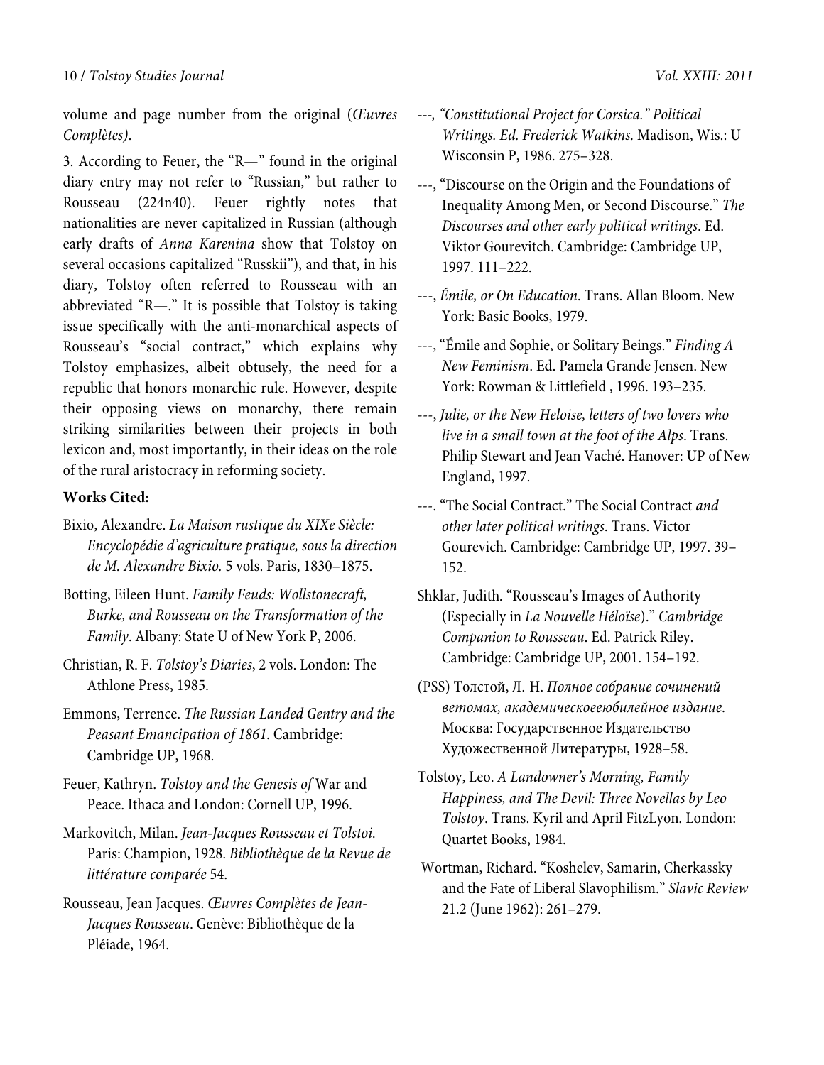volume and page number from the original (*Œuvres Complètes*).

3. According to Feuer, the "R—" found in the original diary entry may not refer to "Russian," but rather to Rousseau (224n40). Feuer rightly notes that nationalities are never capitalized in Russian (although early drafts of *Anna Karenina* show that Tolstoy on several occasions capitalized "Russkii"), and that, in his diary, Tolstoy often referred to Rousseau with an abbreviated "R—." It is possible that Tolstoy is taking issue specifically with the anti-monarchical aspects of Rousseau's "social contract," which explains why Tolstoy emphasizes, albeit obtusely, the need for a republic that honors monarchic rule. However, despite their opposing views on monarchy, there remain striking similarities between their projects in both lexicon and, most importantly, in their ideas on the role of the rural aristocracy in reforming society.

**Works Cited:**

Bixio, Alexandre. *La Maison rustique du XIXe Siècle: Encyclopédie d'agriculture pratique, sous la direction de M. Alexandre Bixio.* 5 vols. Paris, 1830–1875.

Botting, Eileen Hunt. *Family Feuds: Wollstonecraft, Burke, and Rousseau on the Transformation of the Family*. Albany: State U of New York P, 2006.

Christian, R. F. *Tolstoy's Diaries*, 2 vols. London: The Athlone Press, 1985.

Emmons, Terrence. *The Russian Landed Gentry and the Peasant Emancipation of 1861*. Cambridge: Cambridge UP, 1968.

Feuer, Kathryn. *Tolstoy and the Genesis of* War and Peace. Ithaca and London: Cornell UP, 1996.

Markovitch, Milan. *Jean-Jacques Rousseau et Tolstoi*. Paris: Champion, 1928. *Bibliothèque de la Revue de littérature comparée* 54.

Rousseau, Jean Jacques. *Œuvres Complètes de Jean-Jacques Rousseau*. Genève: Bibliothèque de la Pléiade, 1964.

---, *"Constitutional Project for Corsica." Political Writings. Ed. Frederick Watkins.* Madison, Wis.: U Wisconsin P, 1986. 275–328.

---, "Discourse on the Origin and the Foundations of Inequality Among Men, or Second Discourse." *The Discourses and other early political writings*. Ed. Viktor Gourevitch. Cambridge: Cambridge UP, 1997. 111–222.

---, *Émile, or On Education*. Trans. Allan Bloom. New York: Basic Books, 1979.

---, "Émile and Sophie, or Solitary Beings." *Finding A New Feminism*. Ed. Pamela Grande Jensen. New York: Rowman & Littlefield , 1996. 193–235.

---, *Julie, or the New Heloise, letters of two lovers who live in a small town at the foot of the Alps*. Trans. Philip Stewart and Jean Vaché. Hanover: UP of New England, 1997.

---. "The Social Contract." The Social Contract *and other later political writings*. Trans. Victor Gourevich. Cambridge: Cambridge UP, 1997. 39–152.

Shklar, Judith. "Rousseau's Images of Authority (Especially in *La Nouvelle Héloïse*)." *Cambridge Companion to Rousseau*. Ed. Patrick Riley. Cambridge: Cambridge UP, 2001. 154–192.

(PSS) Толстой, Л. Н. *Полное собрание сочинений ветомах, академическоеею билейное издание*. Москва: Государственное Издательство Художественной Литературы, 1928–58.

Tolstoy, Leo. *A Landowner's Morning, Family Happiness, and The Devil: Three Novellas by Leo Tolstoy*. Trans. Kyril and April FitzLyon. London: Quartet Books, 1984.

Wortman, Richard. "Koshelev, Samarin, Cherkassky and the Fate of Liberal Slavophilism." *Slavic Review* 21.2 (June 1962): 261–279.